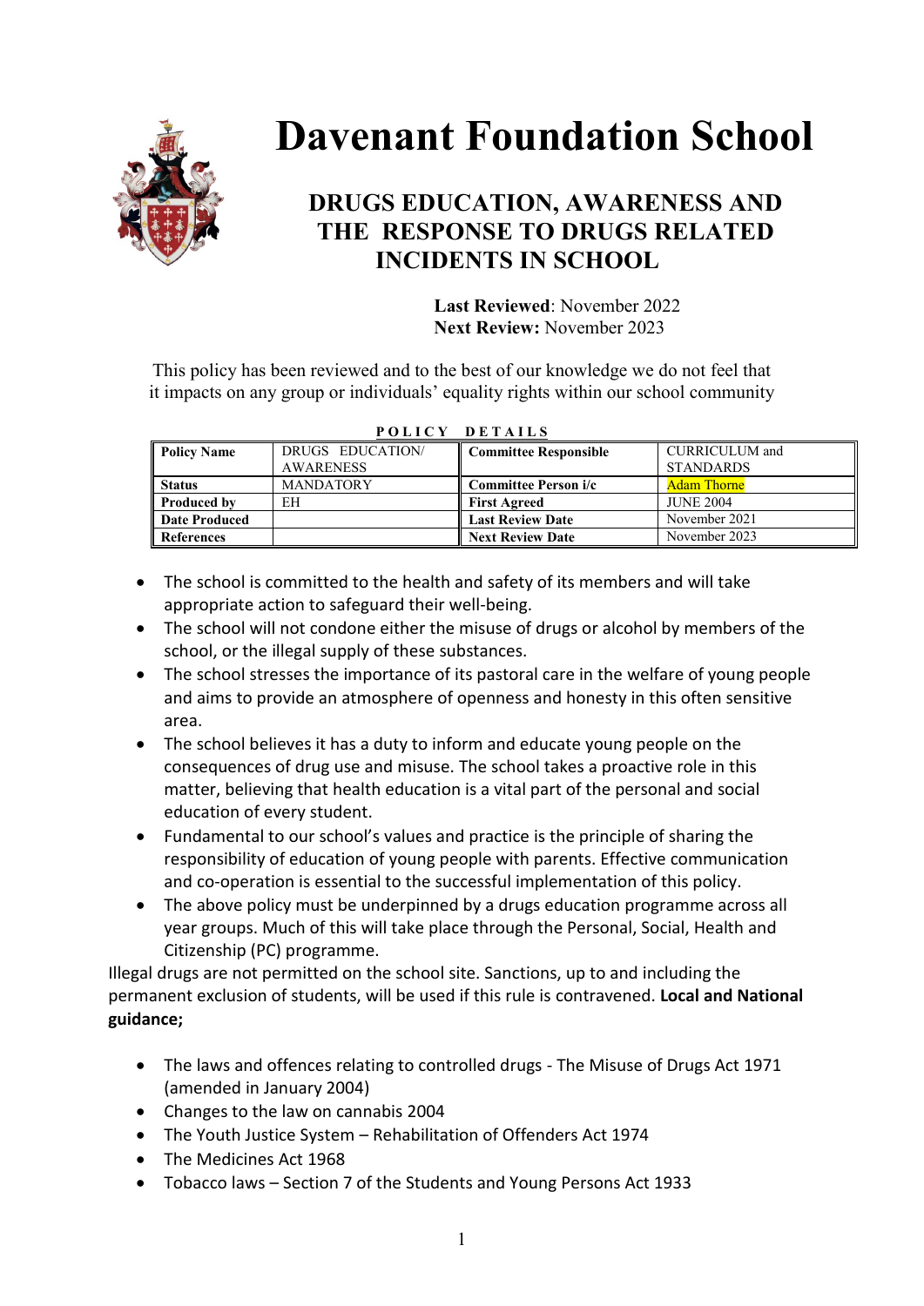# Davenant Foundation School

## DRUGS EDUCATION, AWARENESS AND THE RESPONSE TO DRUGS RELATED INCIDENTS IN SCHOOL

**Last Reviewed**: November 2022
**Next Review:** November 2023

This policy has been reviewed and to the best of our knowledge we do not feel that it impacts on any group or individuals' equality rights within our school community

**POLICY DETAILS**

| **Policy Name** | DRUGS EDUCATION/ AWARENESS | **Committee Responsible** | CURRICULUM and STANDARDS |
|---|---|---|---|
| **Status** | MANDATORY | **Committee Person i/c** | Adam Thorne |
| **Produced by** | EH | **First Agreed** | JUNE 2004 |
| **Date Produced** | | **Last Review Date** | November 2021 |
| **References** | | **Next Review Date** | November 2023 |

- The school is committed to the health and safety of its members and will take appropriate action to safeguard their well-being.
- The school will not condone either the misuse of drugs or alcohol by members of the school, or the illegal supply of these substances.
- The school stresses the importance of its pastoral care in the welfare of young people and aims to provide an atmosphere of openness and honesty in this often sensitive area.
- The school believes it has a duty to inform and educate young people on the consequences of drug use and misuse. The school takes a proactive role in this matter, believing that health education is a vital part of the personal and social education of every student.
- Fundamental to our school's values and practice is the principle of sharing the responsibility of education of young people with parents. Effective communication and co-operation is essential to the successful implementation of this policy.
- The above policy must be underpinned by a drugs education programme across all year groups. Much of this will take place through the Personal, Social, Health and Citizenship (PC) programme.

Illegal drugs are not permitted on the school site. Sanctions, up to and including the permanent exclusion of students, will be used if this rule is contravened. **Local and National guidance;**

- The laws and offences relating to controlled drugs - The Misuse of Drugs Act 1971 (amended in January 2004)
- Changes to the law on cannabis 2004
- The Youth Justice System – Rehabilitation of Offenders Act 1974
- The Medicines Act 1968
- Tobacco laws – Section 7 of the Students and Young Persons Act 1933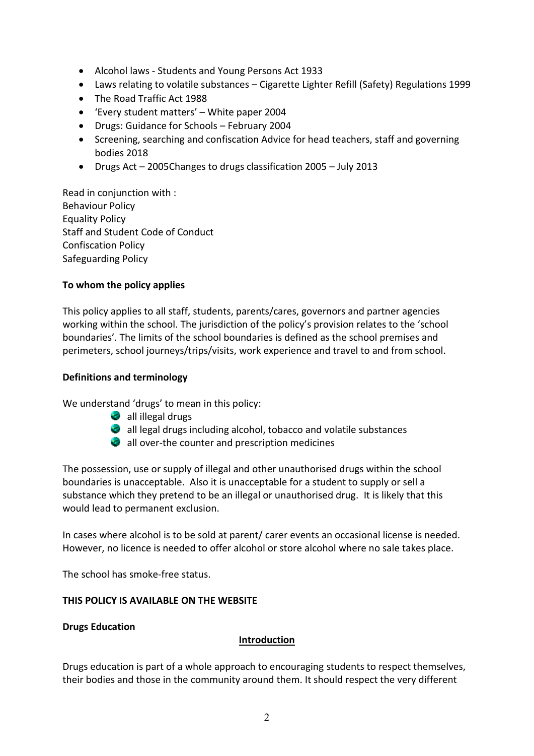- Alcohol laws - Students and Young Persons Act 1933
- Laws relating to volatile substances – Cigarette Lighter Refill (Safety) Regulations 1999
- The Road Traffic Act 1988
- 'Every student matters' – White paper 2004
- Drugs: Guidance for Schools – February 2004
- Screening, searching and confiscation Advice for head teachers, staff and governing bodies 2018
- Drugs Act – 2005Changes to drugs classification 2005 – July 2013

Read in conjunction with :
Behaviour Policy
Equality Policy
Staff and Student Code of Conduct
Confiscation Policy
Safeguarding Policy

**To whom the policy applies**

This policy applies to all staff, students, parents/cares, governors and partner agencies working within the school. The jurisdiction of the policy's provision relates to the 'school boundaries'. The limits of the school boundaries is defined as the school premises and perimeters, school journeys/trips/visits, work experience and travel to and from school.

**Definitions and terminology**

We understand 'drugs' to mean in this policy:

- all illegal drugs
- all legal drugs including alcohol, tobacco and volatile substances
- all over-the counter and prescription medicines

The possession, use or supply of illegal and other unauthorised drugs within the school boundaries is unacceptable. Also it is unacceptable for a student to supply or sell a substance which they pretend to be an illegal or unauthorised drug. It is likely that this would lead to permanent exclusion.

In cases where alcohol is to be sold at parent/ carer events an occasional license is needed. However, no licence is needed to offer alcohol or store alcohol where no sale takes place.

The school has smoke-free status.

**THIS POLICY IS AVAILABLE ON THE WEBSITE**

**Drugs Education**

**Introduction**

Drugs education is part of a whole approach to encouraging students to respect themselves, their bodies and those in the community around them. It should respect the very different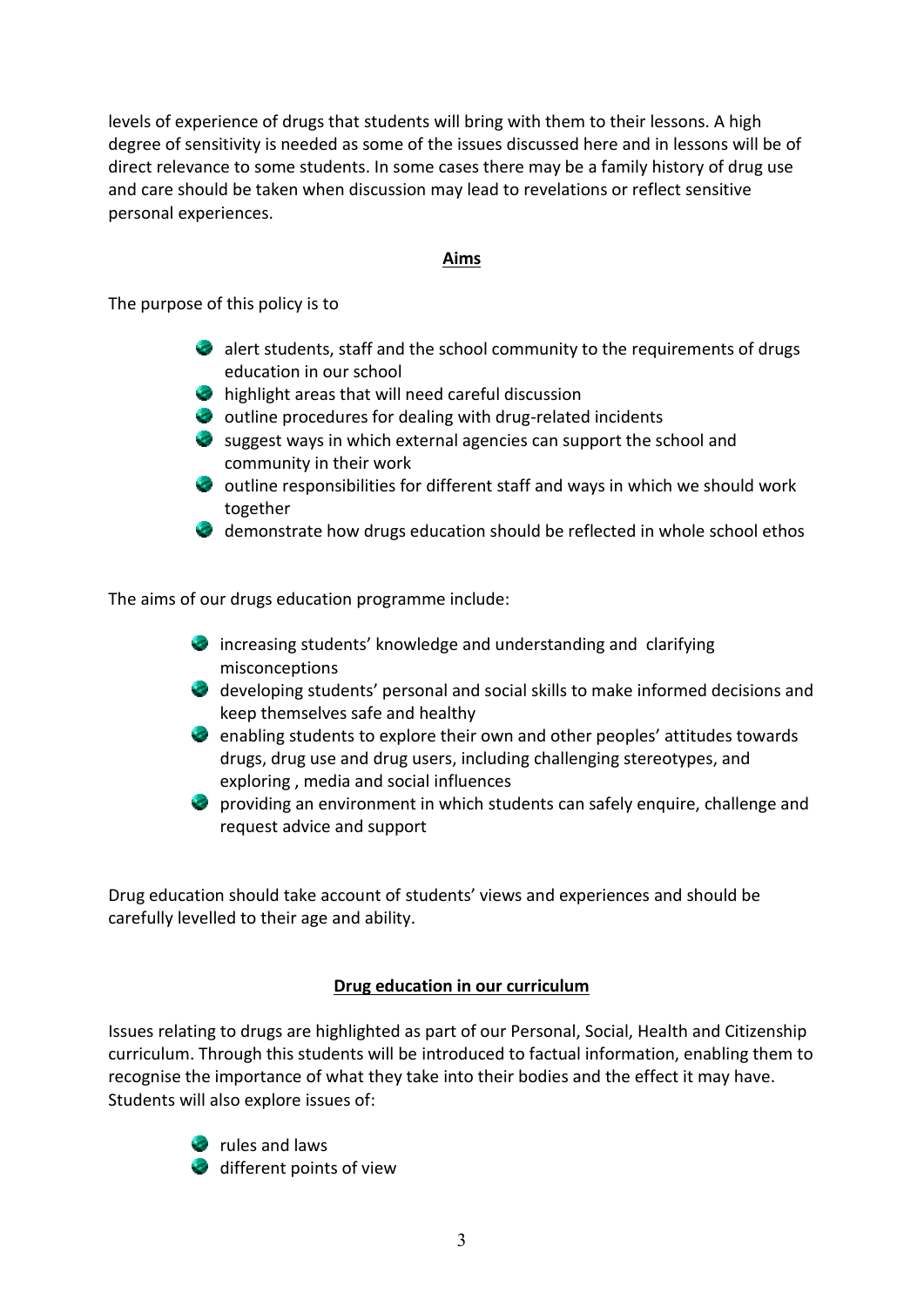levels of experience of drugs that students will bring with them to their lessons. A high degree of sensitivity is needed as some of the issues discussed here and in lessons will be of direct relevance to some students. In some cases there may be a family history of drug use and care should be taken when discussion may lead to revelations or reflect sensitive personal experiences.

## Aims

The purpose of this policy is to

- alert students, staff and the school community to the requirements of drugs education in our school
- highlight areas that will need careful discussion
- outline procedures for dealing with drug-related incidents
- suggest ways in which external agencies can support the school and community in their work
- outline responsibilities for different staff and ways in which we should work together
- demonstrate how drugs education should be reflected in whole school ethos

The aims of our drugs education programme include:

- increasing students' knowledge and understanding and clarifying misconceptions
- developing students' personal and social skills to make informed decisions and keep themselves safe and healthy
- enabling students to explore their own and other peoples' attitudes towards drugs, drug use and drug users, including challenging stereotypes, and exploring , media and social influences
- providing an environment in which students can safely enquire, challenge and request advice and support

Drug education should take account of students' views and experiences and should be carefully levelled to their age and ability.

## Drug education in our curriculum

Issues relating to drugs are highlighted as part of our Personal, Social, Health and Citizenship curriculum. Through this students will be introduced to factual information, enabling them to recognise the importance of what they take into their bodies and the effect it may have. Students will also explore issues of:

- rules and laws
- different points of view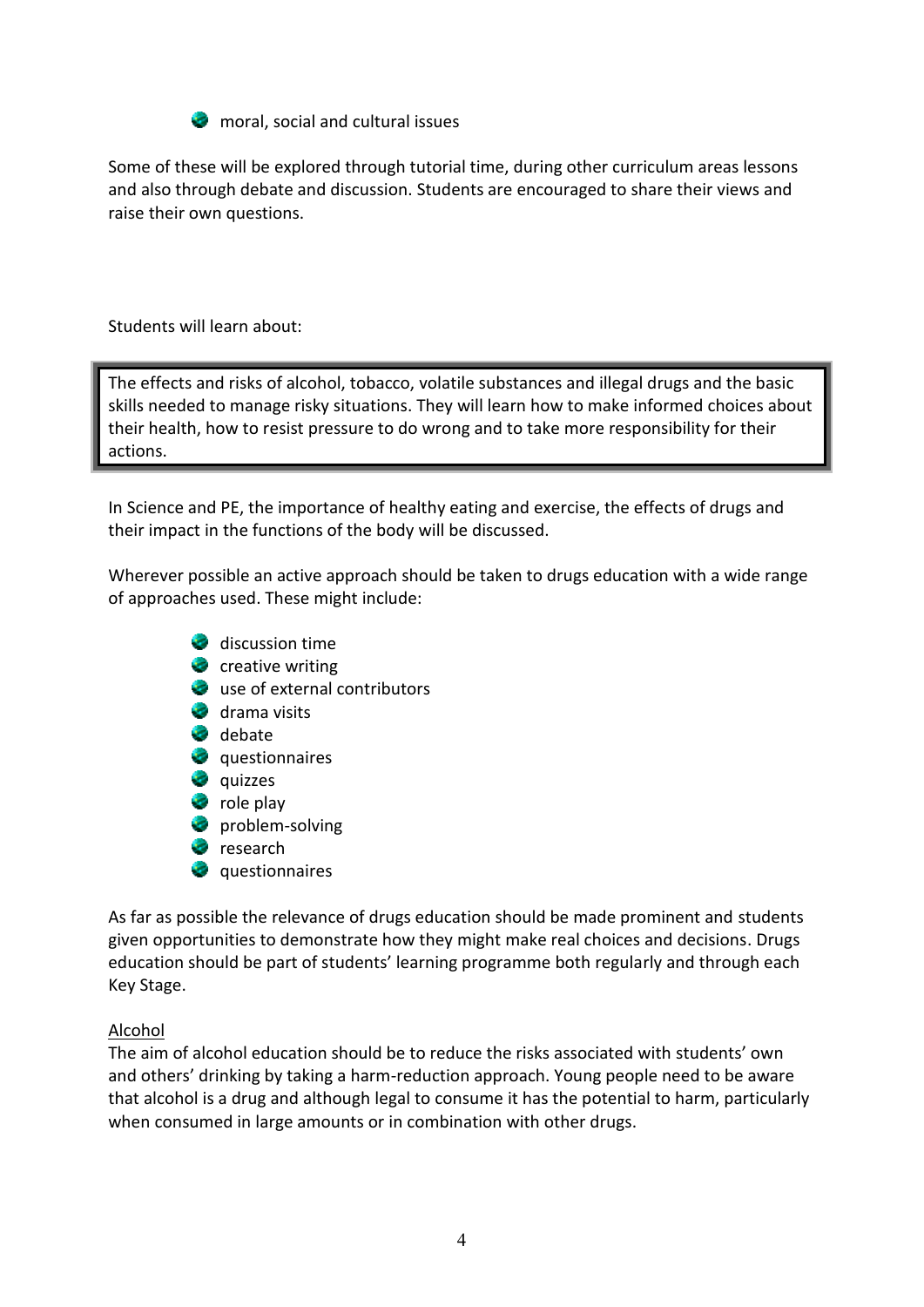- moral, social and cultural issues

Some of these will be explored through tutorial time, during other curriculum areas lessons and also through debate and discussion. Students are encouraged to share their views and raise their own questions.

Students will learn about:

> The effects and risks of alcohol, tobacco, volatile substances and illegal drugs and the basic skills needed to manage risky situations. They will learn how to make informed choices about their health, how to resist pressure to do wrong and to take more responsibility for their actions.

In Science and PE, the importance of healthy eating and exercise, the effects of drugs and their impact in the functions of the body will be discussed.

Wherever possible an active approach should be taken to drugs education with a wide range of approaches used. These might include:

- discussion time
- creative writing
- use of external contributors
- drama visits
- debate
- questionnaires
- quizzes
- role play
- problem-solving
- research
- questionnaires

As far as possible the relevance of drugs education should be made prominent and students given opportunities to demonstrate how they might make real choices and decisions. Drugs education should be part of students' learning programme both regularly and through each Key Stage.

<u>Alcohol</u>

The aim of alcohol education should be to reduce the risks associated with students' own and others' drinking by taking a harm-reduction approach. Young people need to be aware that alcohol is a drug and although legal to consume it has the potential to harm, particularly when consumed in large amounts or in combination with other drugs.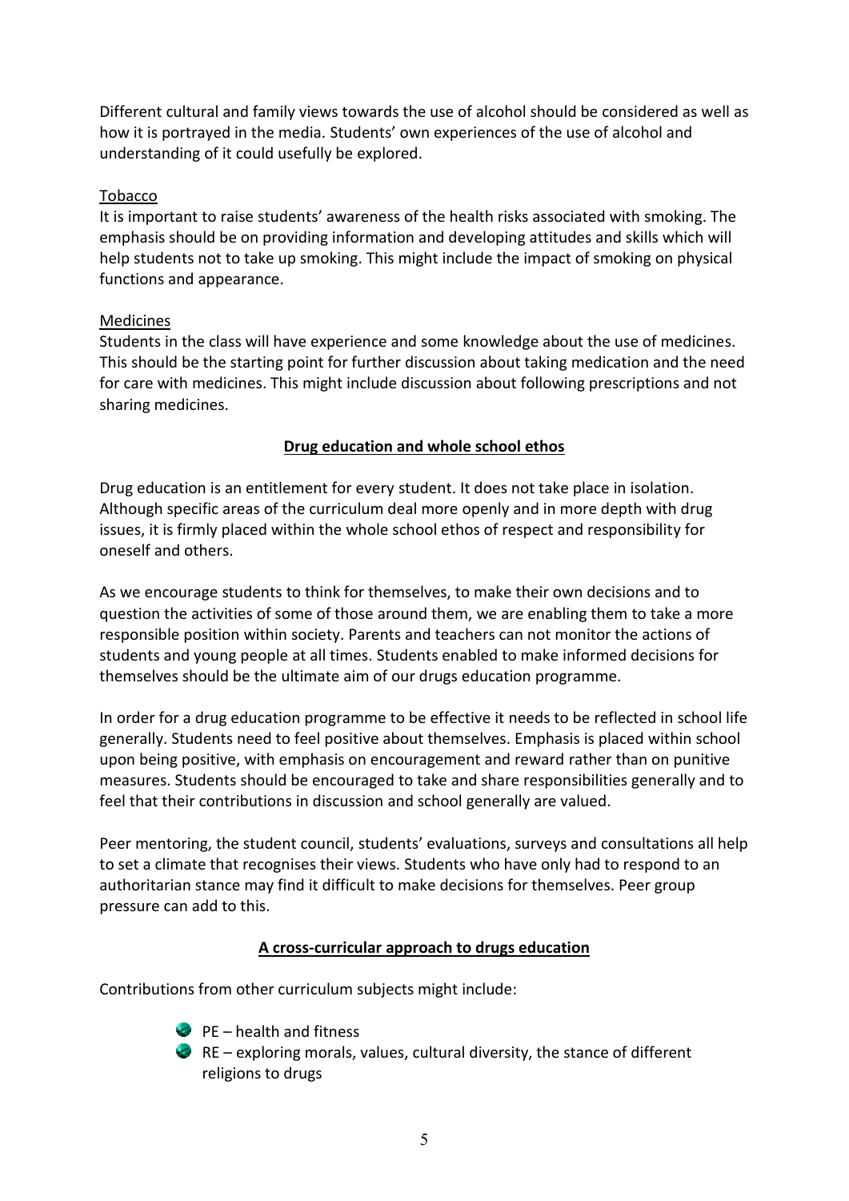Different cultural and family views towards the use of alcohol should be considered as well as how it is portrayed in the media. Students' own experiences of the use of alcohol and understanding of it could usefully be explored.

Tobacco

It is important to raise students' awareness of the health risks associated with smoking. The emphasis should be on providing information and developing attitudes and skills which will help students not to take up smoking. This might include the impact of smoking on physical functions and appearance.

Medicines

Students in the class will have experience and some knowledge about the use of medicines. This should be the starting point for further discussion about taking medication and the need for care with medicines. This might include discussion about following prescriptions and not sharing medicines.

## Drug education and whole school ethos

Drug education is an entitlement for every student. It does not take place in isolation. Although specific areas of the curriculum deal more openly and in more depth with drug issues, it is firmly placed within the whole school ethos of respect and responsibility for oneself and others.

As we encourage students to think for themselves, to make their own decisions and to question the activities of some of those around them, we are enabling them to take a more responsible position within society. Parents and teachers can not monitor the actions of students and young people at all times. Students enabled to make informed decisions for themselves should be the ultimate aim of our drugs education programme.

In order for a drug education programme to be effective it needs to be reflected in school life generally. Students need to feel positive about themselves. Emphasis is placed within school upon being positive, with emphasis on encouragement and reward rather than on punitive measures. Students should be encouraged to take and share responsibilities generally and to feel that their contributions in discussion and school generally are valued.

Peer mentoring, the student council, students' evaluations, surveys and consultations all help to set a climate that recognises their views. Students who have only had to respond to an authoritarian stance may find it difficult to make decisions for themselves. Peer group pressure can add to this.

## A cross-curricular approach to drugs education

Contributions from other curriculum subjects might include:

- PE – health and fitness
- RE – exploring morals, values, cultural diversity, the stance of different religions to drugs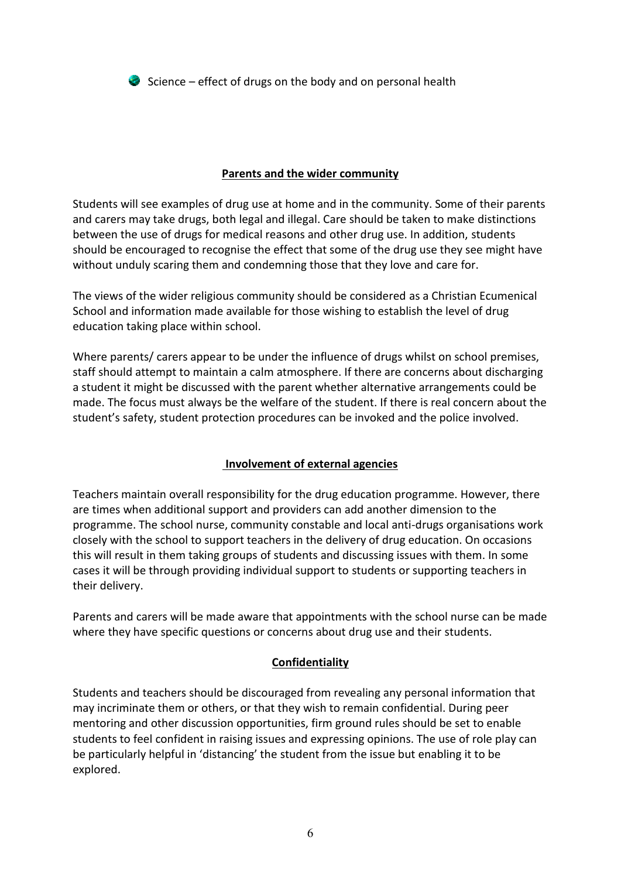- Science – effect of drugs on the body and on personal health

## Parents and the wider community

Students will see examples of drug use at home and in the community. Some of their parents and carers may take drugs, both legal and illegal. Care should be taken to make distinctions between the use of drugs for medical reasons and other drug use. In addition, students should be encouraged to recognise the effect that some of the drug use they see might have without unduly scaring them and condemning those that they love and care for.

The views of the wider religious community should be considered as a Christian Ecumenical School and information made available for those wishing to establish the level of drug education taking place within school.

Where parents/ carers appear to be under the influence of drugs whilst on school premises, staff should attempt to maintain a calm atmosphere. If there are concerns about discharging a student it might be discussed with the parent whether alternative arrangements could be made. The focus must always be the welfare of the student. If there is real concern about the student's safety, student protection procedures can be invoked and the police involved.

## Involvement of external agencies

Teachers maintain overall responsibility for the drug education programme. However, there are times when additional support and providers can add another dimension to the programme. The school nurse, community constable and local anti-drugs organisations work closely with the school to support teachers in the delivery of drug education. On occasions this will result in them taking groups of students and discussing issues with them. In some cases it will be through providing individual support to students or supporting teachers in their delivery.

Parents and carers will be made aware that appointments with the school nurse can be made where they have specific questions or concerns about drug use and their students.

## Confidentiality

Students and teachers should be discouraged from revealing any personal information that may incriminate them or others, or that they wish to remain confidential. During peer mentoring and other discussion opportunities, firm ground rules should be set to enable students to feel confident in raising issues and expressing opinions. The use of role play can be particularly helpful in 'distancing' the student from the issue but enabling it to be explored.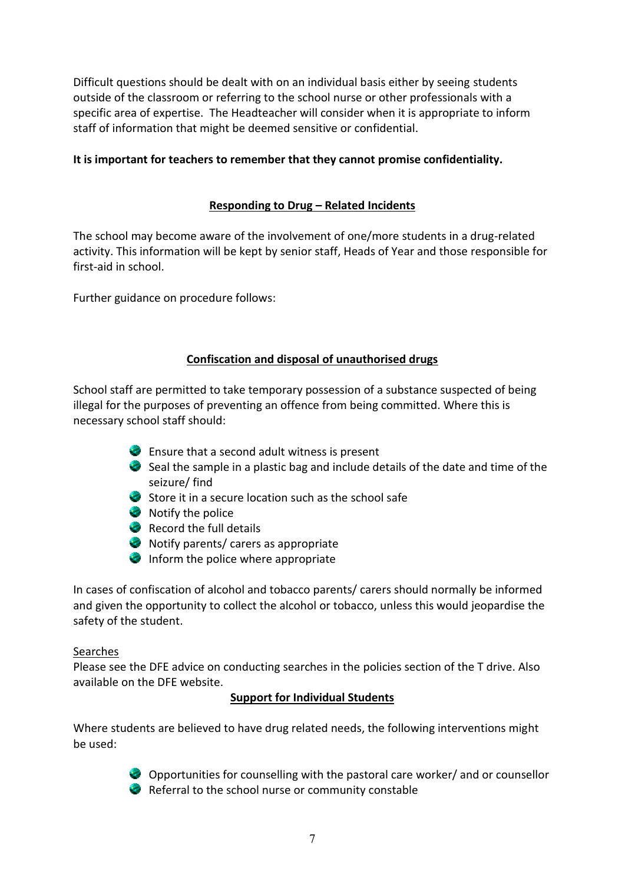Difficult questions should be dealt with on an individual basis either by seeing students outside of the classroom or referring to the school nurse or other professionals with a specific area of expertise. The Headteacher will consider when it is appropriate to inform staff of information that might be deemed sensitive or confidential.

**It is important for teachers to remember that they cannot promise confidentiality.**

## Responding to Drug – Related Incidents

The school may become aware of the involvement of one/more students in a drug-related activity. This information will be kept by senior staff, Heads of Year and those responsible for first-aid in school.

Further guidance on procedure follows:

## Confiscation and disposal of unauthorised drugs

School staff are permitted to take temporary possession of a substance suspected of being illegal for the purposes of preventing an offence from being committed. Where this is necessary school staff should:

- Ensure that a second adult witness is present
- Seal the sample in a plastic bag and include details of the date and time of the seizure/ find
- Store it in a secure location such as the school safe
- Notify the police
- Record the full details
- Notify parents/ carers as appropriate
- Inform the police where appropriate

In cases of confiscation of alcohol and tobacco parents/ carers should normally be informed and given the opportunity to collect the alcohol or tobacco, unless this would jeopardise the safety of the student.

Searches

Please see the DFE advice on conducting searches in the policies section of the T drive. Also available on the DFE website.

## Support for Individual Students

Where students are believed to have drug related needs, the following interventions might be used:

- Opportunities for counselling with the pastoral care worker/ and or counsellor
- Referral to the school nurse or community constable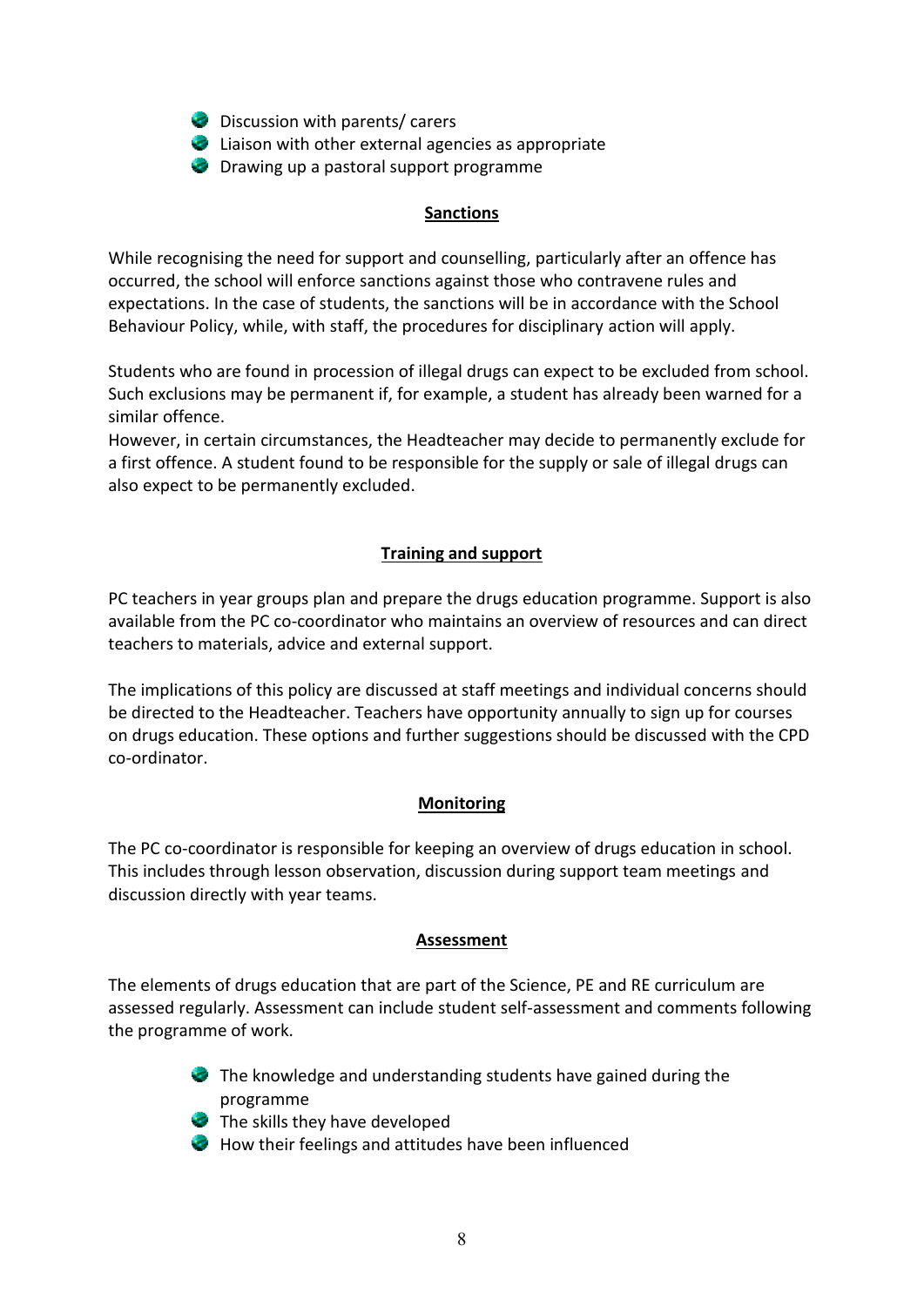- Discussion with parents/ carers
- Liaison with other external agencies as appropriate
- Drawing up a pastoral support programme

## Sanctions

While recognising the need for support and counselling, particularly after an offence has occurred, the school will enforce sanctions against those who contravene rules and expectations. In the case of students, the sanctions will be in accordance with the School Behaviour Policy, while, with staff, the procedures for disciplinary action will apply.

Students who are found in procession of illegal drugs can expect to be excluded from school. Such exclusions may be permanent if, for example, a student has already been warned for a similar offence.
However, in certain circumstances, the Headteacher may decide to permanently exclude for a first offence. A student found to be responsible for the supply or sale of illegal drugs can also expect to be permanently excluded.

## Training and support

PC teachers in year groups plan and prepare the drugs education programme. Support is also available from the PC co-coordinator who maintains an overview of resources and can direct teachers to materials, advice and external support.

The implications of this policy are discussed at staff meetings and individual concerns should be directed to the Headteacher. Teachers have opportunity annually to sign up for courses on drugs education. These options and further suggestions should be discussed with the CPD co-ordinator.

## Monitoring

The PC co-coordinator is responsible for keeping an overview of drugs education in school. This includes through lesson observation, discussion during support team meetings and discussion directly with year teams.

## Assessment

The elements of drugs education that are part of the Science, PE and RE curriculum are assessed regularly. Assessment can include student self-assessment and comments following the programme of work.

- The knowledge and understanding students have gained during the programme
- The skills they have developed
- How their feelings and attitudes have been influenced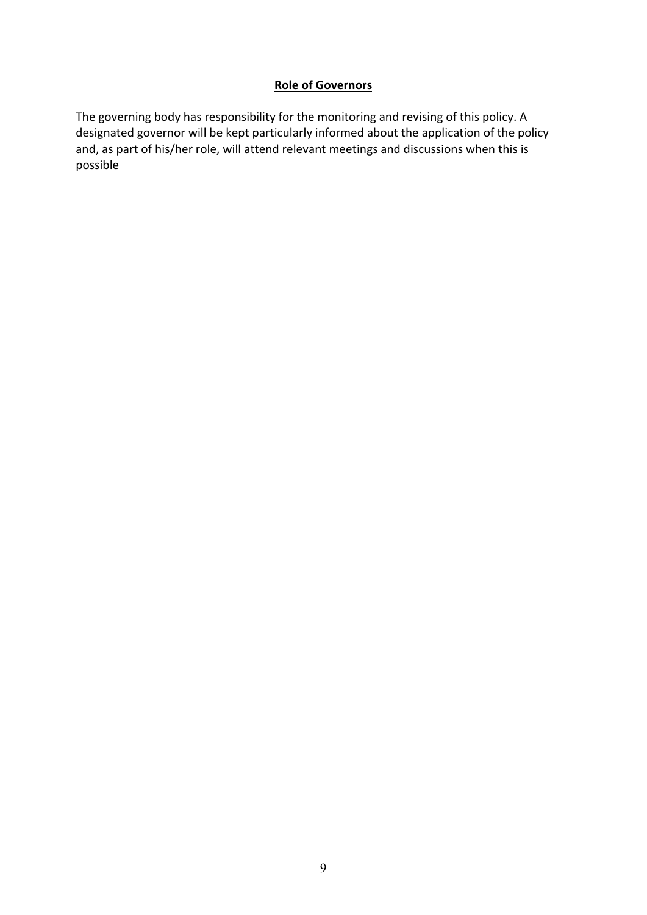## **Role of Governors**

The governing body has responsibility for the monitoring and revising of this policy. A designated governor will be kept particularly informed about the application of the policy and, as part of his/her role, will attend relevant meetings and discussions when this is possible